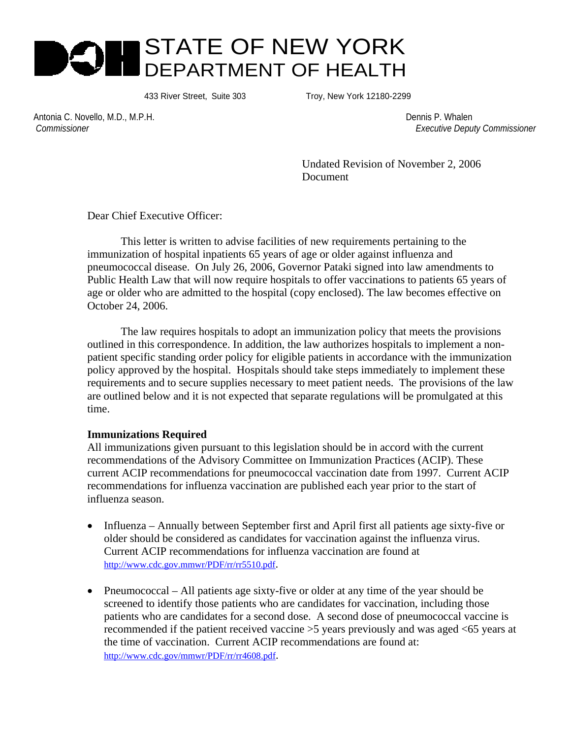# STATE OF NEW YORK
## DEPARTMENT OF HEALTH

433 River Street, Suite 303 Troy, New York 12180-2299

Antonia C. Novello, M.D., M.P.H.
*Commissioner*

Dennis P. Whalen
*Executive Deputy Commissioner*

Undated Revision of November 2, 2006 Document

Dear Chief Executive Officer:

This letter is written to advise facilities of new requirements pertaining to the immunization of hospital inpatients 65 years of age or older against influenza and pneumococcal disease. On July 26, 2006, Governor Pataki signed into law amendments to Public Health Law that will now require hospitals to offer vaccinations to patients 65 years of age or older who are admitted to the hospital (copy enclosed). The law becomes effective on October 24, 2006.

The law requires hospitals to adopt an immunization policy that meets the provisions outlined in this correspondence. In addition, the law authorizes hospitals to implement a non-patient specific standing order policy for eligible patients in accordance with the immunization policy approved by the hospital. Hospitals should take steps immediately to implement these requirements and to secure supplies necessary to meet patient needs. The provisions of the law are outlined below and it is not expected that separate regulations will be promulgated at this time.

**Immunizations Required**

All immunizations given pursuant to this legislation should be in accord with the current recommendations of the Advisory Committee on Immunization Practices (ACIP). These current ACIP recommendations for pneumococcal vaccination date from 1997. Current ACIP recommendations for influenza vaccination are published each year prior to the start of influenza season.

- Influenza – Annually between September first and April first all patients age sixty-five or older should be considered as candidates for vaccination against the influenza virus. Current ACIP recommendations for influenza vaccination are found at http://www.cdc.gov.mmwr/PDF/rr/rr5510.pdf.

- Pneumococcal – All patients age sixty-five or older at any time of the year should be screened to identify those patients who are candidates for vaccination, including those patients who are candidates for a second dose. A second dose of pneumococcal vaccine is recommended if the patient received vaccine >5 years previously and was aged <65 years at the time of vaccination. Current ACIP recommendations are found at: http://www.cdc.gov/mmwr/PDF/rr/rr4608.pdf.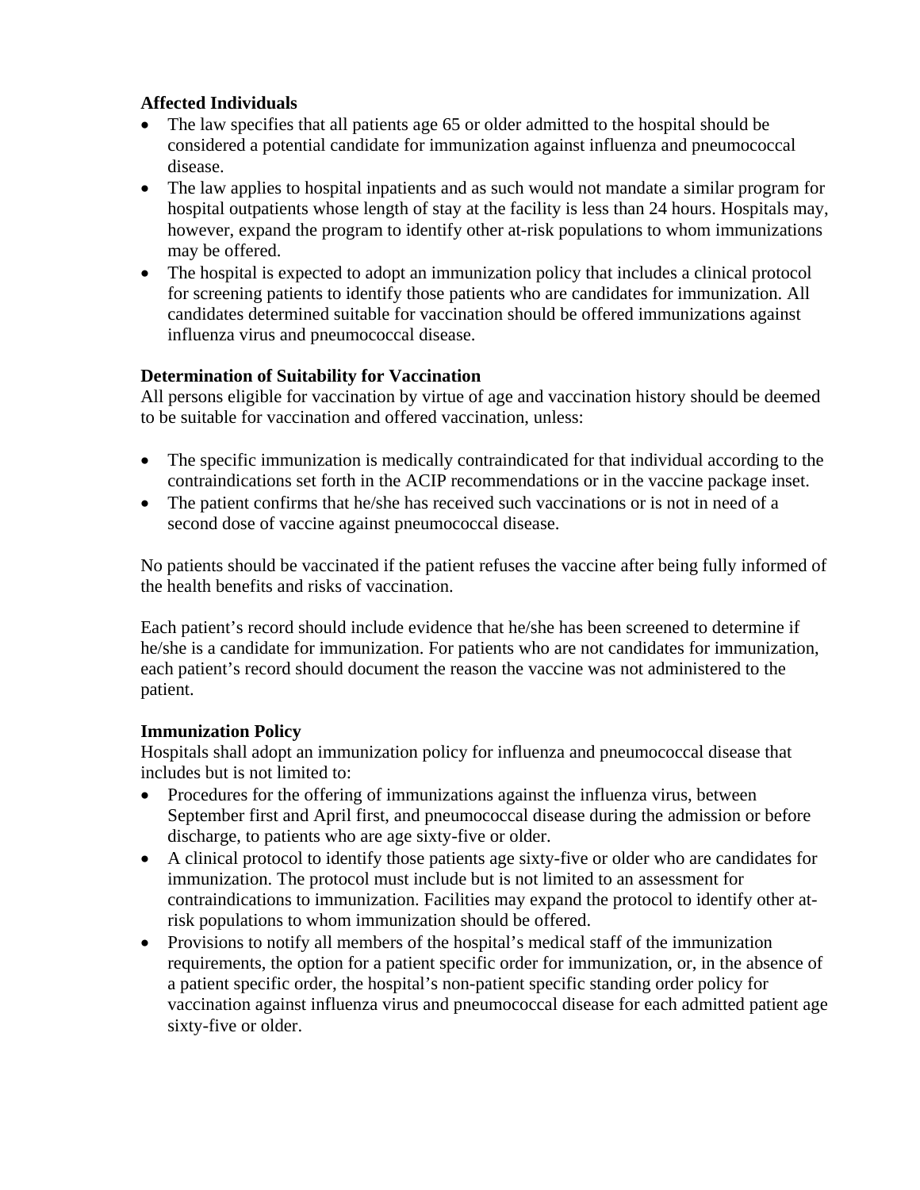**Affected Individuals**

- The law specifies that all patients age 65 or older admitted to the hospital should be considered a potential candidate for immunization against influenza and pneumococcal disease.
- The law applies to hospital inpatients and as such would not mandate a similar program for hospital outpatients whose length of stay at the facility is less than 24 hours. Hospitals may, however, expand the program to identify other at-risk populations to whom immunizations may be offered.
- The hospital is expected to adopt an immunization policy that includes a clinical protocol for screening patients to identify those patients who are candidates for immunization. All candidates determined suitable for vaccination should be offered immunizations against influenza virus and pneumococcal disease.

**Determination of Suitability for Vaccination**

All persons eligible for vaccination by virtue of age and vaccination history should be deemed to be suitable for vaccination and offered vaccination, unless:

- The specific immunization is medically contraindicated for that individual according to the contraindications set forth in the ACIP recommendations or in the vaccine package inset.
- The patient confirms that he/she has received such vaccinations or is not in need of a second dose of vaccine against pneumococcal disease.

No patients should be vaccinated if the patient refuses the vaccine after being fully informed of the health benefits and risks of vaccination.

Each patient's record should include evidence that he/she has been screened to determine if he/she is a candidate for immunization. For patients who are not candidates for immunization, each patient's record should document the reason the vaccine was not administered to the patient.

**Immunization Policy**

Hospitals shall adopt an immunization policy for influenza and pneumococcal disease that includes but is not limited to:

- Procedures for the offering of immunizations against the influenza virus, between September first and April first, and pneumococcal disease during the admission or before discharge, to patients who are age sixty-five or older.
- A clinical protocol to identify those patients age sixty-five or older who are candidates for immunization. The protocol must include but is not limited to an assessment for contraindications to immunization. Facilities may expand the protocol to identify other at-risk populations to whom immunization should be offered.
- Provisions to notify all members of the hospital's medical staff of the immunization requirements, the option for a patient specific order for immunization, or, in the absence of a patient specific order, the hospital's non-patient specific standing order policy for vaccination against influenza virus and pneumococcal disease for each admitted patient age sixty-five or older.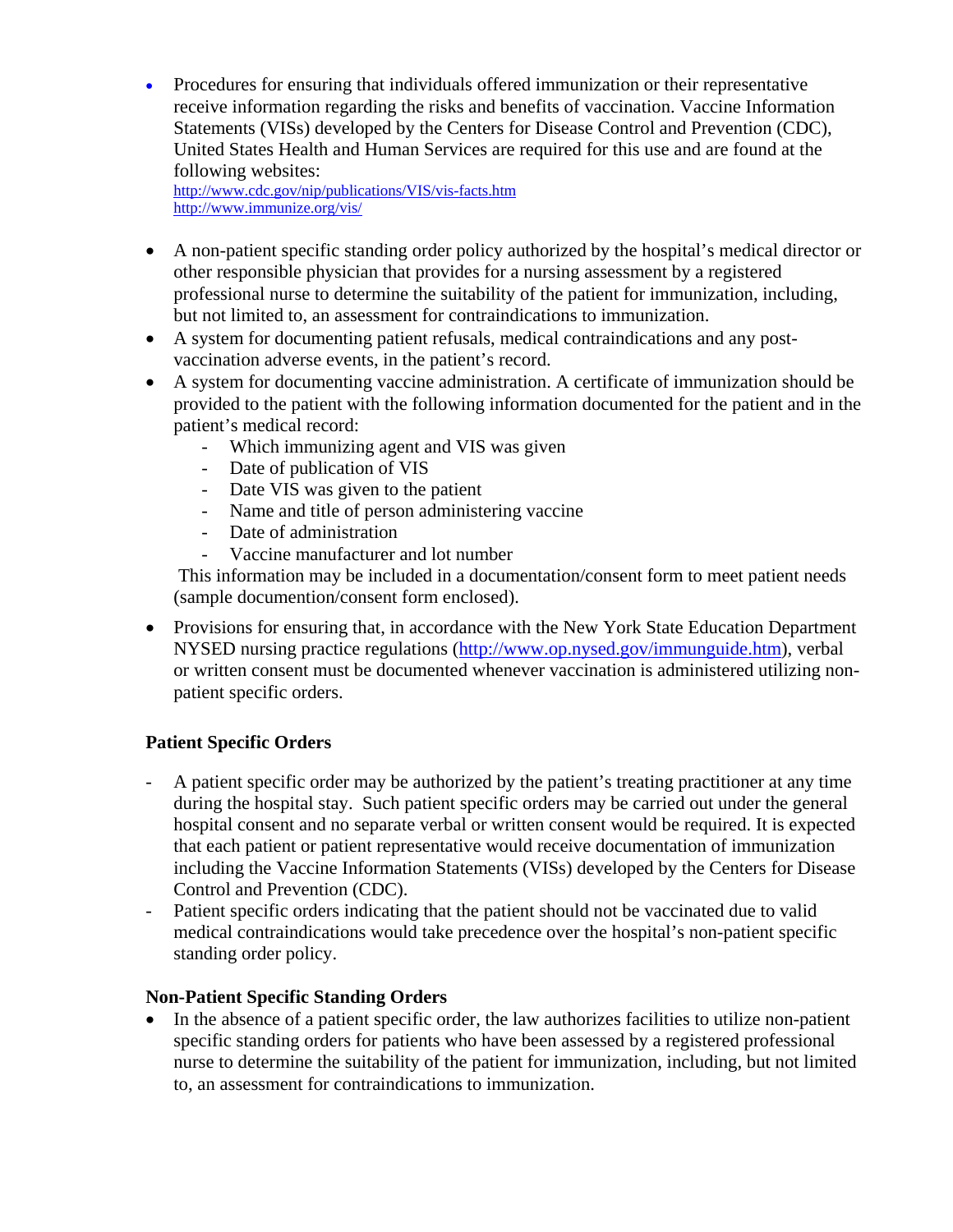- Procedures for ensuring that individuals offered immunization or their representative receive information regarding the risks and benefits of vaccination. Vaccine Information Statements (VISs) developed by the Centers for Disease Control and Prevention (CDC), United States Health and Human Services are required for this use and are found at the following websites:
  http://www.cdc.gov/nip/publications/VIS/vis-facts.htm
  http://www.immunize.org/vis/

- A non-patient specific standing order policy authorized by the hospital's medical director or other responsible physician that provides for a nursing assessment by a registered professional nurse to determine the suitability of the patient for immunization, including, but not limited to, an assessment for contraindications to immunization.
- A system for documenting patient refusals, medical contraindications and any post-vaccination adverse events, in the patient's record.
- A system for documenting vaccine administration. A certificate of immunization should be provided to the patient with the following information documented for the patient and in the patient's medical record:
  - Which immunizing agent and VIS was given
  - Date of publication of VIS
  - Date VIS was given to the patient
  - Name and title of person administering vaccine
  - Date of administration
  - Vaccine manufacturer and lot number

  This information may be included in a documentation/consent form to meet patient needs (sample documention/consent form enclosed).

- Provisions for ensuring that, in accordance with the New York State Education Department NYSED nursing practice regulations (http://www.op.nysed.gov/immunguide.htm), verbal or written consent must be documented whenever vaccination is administered utilizing non-patient specific orders.

**Patient Specific Orders**

- A patient specific order may be authorized by the patient's treating practitioner at any time during the hospital stay. Such patient specific orders may be carried out under the general hospital consent and no separate verbal or written consent would be required. It is expected that each patient or patient representative would receive documentation of immunization including the Vaccine Information Statements (VISs) developed by the Centers for Disease Control and Prevention (CDC).
- Patient specific orders indicating that the patient should not be vaccinated due to valid medical contraindications would take precedence over the hospital's non-patient specific standing order policy.

**Non-Patient Specific Standing Orders**

- In the absence of a patient specific order, the law authorizes facilities to utilize non-patient specific standing orders for patients who have been assessed by a registered professional nurse to determine the suitability of the patient for immunization, including, but not limited to, an assessment for contraindications to immunization.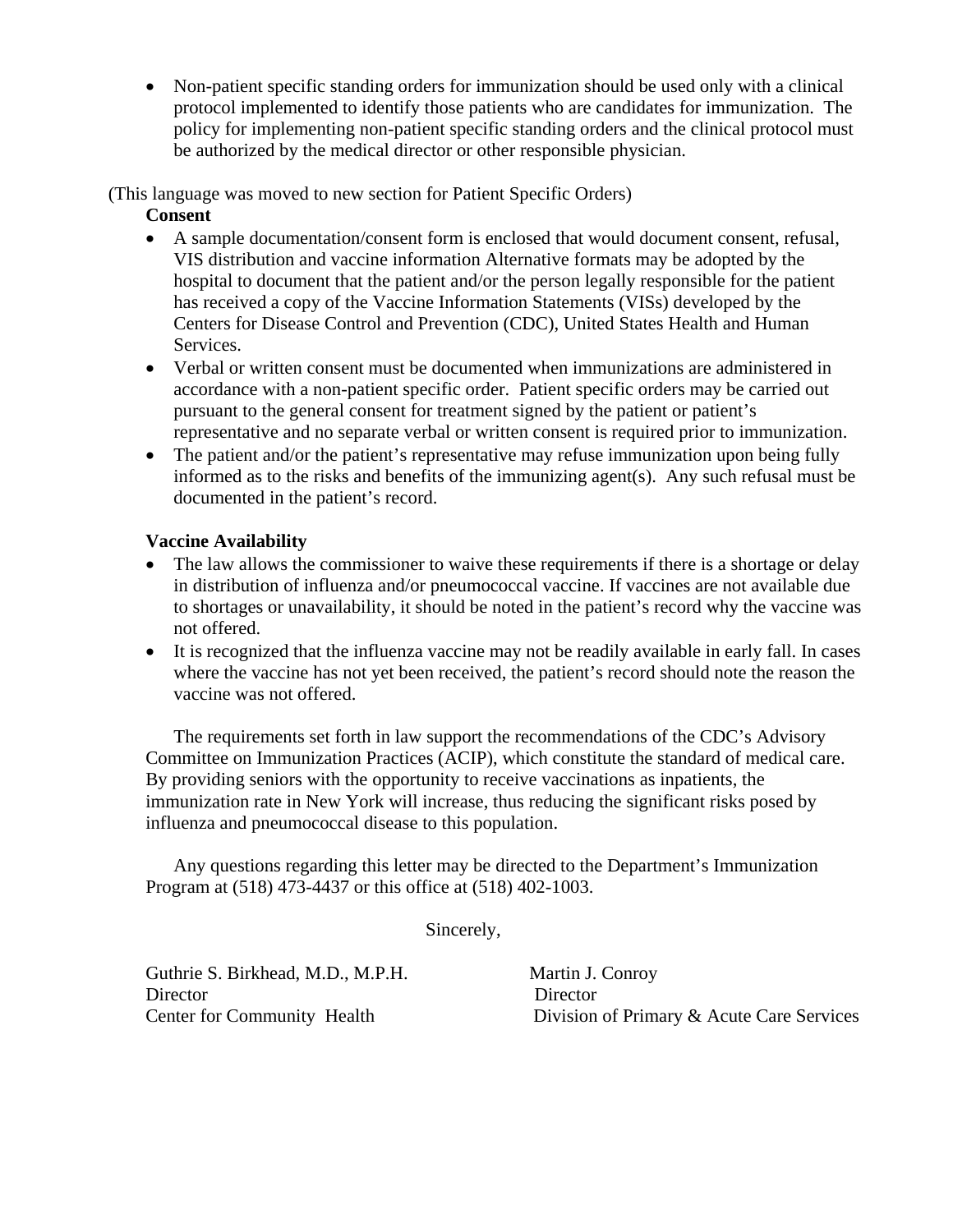- Non-patient specific standing orders for immunization should be used only with a clinical protocol implemented to identify those patients who are candidates for immunization. The policy for implementing non-patient specific standing orders and the clinical protocol must be authorized by the medical director or other responsible physician.

(This language was moved to new section for Patient Specific Orders)

**Consent**

- A sample documentation/consent form is enclosed that would document consent, refusal, VIS distribution and vaccine information Alternative formats may be adopted by the hospital to document that the patient and/or the person legally responsible for the patient has received a copy of the Vaccine Information Statements (VISs) developed by the Centers for Disease Control and Prevention (CDC), United States Health and Human Services.
- Verbal or written consent must be documented when immunizations are administered in accordance with a non-patient specific order. Patient specific orders may be carried out pursuant to the general consent for treatment signed by the patient or patient's representative and no separate verbal or written consent is required prior to immunization.
- The patient and/or the patient's representative may refuse immunization upon being fully informed as to the risks and benefits of the immunizing agent(s). Any such refusal must be documented in the patient's record.

**Vaccine Availability**

- The law allows the commissioner to waive these requirements if there is a shortage or delay in distribution of influenza and/or pneumococcal vaccine. If vaccines are not available due to shortages or unavailability, it should be noted in the patient's record why the vaccine was not offered.
- It is recognized that the influenza vaccine may not be readily available in early fall. In cases where the vaccine has not yet been received, the patient's record should note the reason the vaccine was not offered.

The requirements set forth in law support the recommendations of the CDC's Advisory Committee on Immunization Practices (ACIP), which constitute the standard of medical care. By providing seniors with the opportunity to receive vaccinations as inpatients, the immunization rate in New York will increase, thus reducing the significant risks posed by influenza and pneumococcal disease to this population.

Any questions regarding this letter may be directed to the Department's Immunization Program at (518) 473-4437 or this office at (518) 402-1003.

Sincerely,

Guthrie S. Birkhead, M.D., M.P.H.
Director
Center for Community Health

Martin J. Conroy
Director
Division of Primary & Acute Care Services